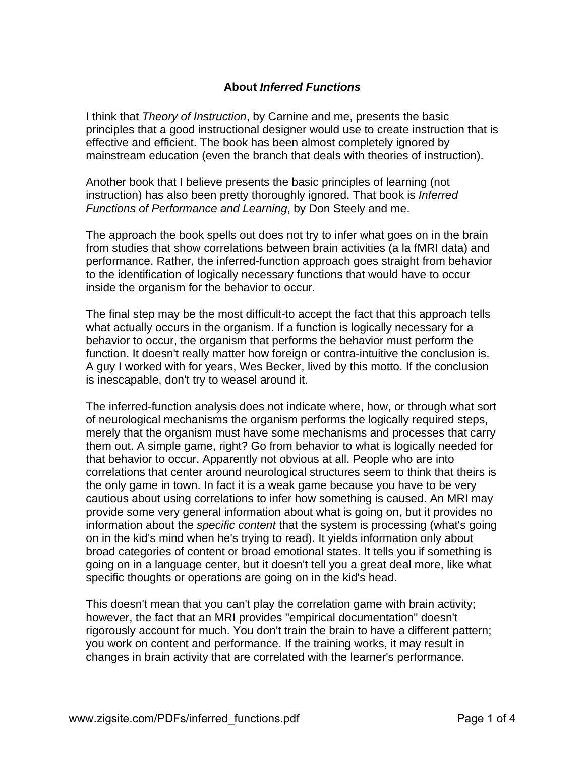## About *Inferred Functions*

I think that *Theory of Instruction*, by Carnine and me, presents the basic principles that a good instructional designer would use to create instruction that is effective and efficient. The book has been almost completely ignored by mainstream education (even the branch that deals with theories of instruction).

Another book that I believe presents the basic principles of learning (not instruction) has also been pretty thoroughly ignored. That book is *Inferred Functions of Performance and Learning*, by Don Steely and me.

The approach the book spells out does not try to infer what goes on in the brain from studies that show correlations between brain activities (a la fMRI data) and performance. Rather, the inferred-function approach goes straight from behavior to the identification of logically necessary functions that would have to occur inside the organism for the behavior to occur.

The final step may be the most difficult-to accept the fact that this approach tells what actually occurs in the organism. If a function is logically necessary for a behavior to occur, the organism that performs the behavior must perform the function. It doesn't really matter how foreign or contra-intuitive the conclusion is. A guy I worked with for years, Wes Becker, lived by this motto. If the conclusion is inescapable, don't try to weasel around it.

The inferred-function analysis does not indicate where, how, or through what sort of neurological mechanisms the organism performs the logically required steps, merely that the organism must have some mechanisms and processes that carry them out. A simple game, right? Go from behavior to what is logically needed for that behavior to occur. Apparently not obvious at all. People who are into correlations that center around neurological structures seem to think that theirs is the only game in town. In fact it is a weak game because you have to be very cautious about using correlations to infer how something is caused. An MRI may provide some very general information about what is going on, but it provides no information about the *specific content* that the system is processing (what's going on in the kid's mind when he's trying to read). It yields information only about broad categories of content or broad emotional states. It tells you if something is going on in a language center, but it doesn't tell you a great deal more, like what specific thoughts or operations are going on in the kid's head.

This doesn't mean that you can't play the correlation game with brain activity; however, the fact that an MRI provides "empirical documentation" doesn't rigorously account for much. You don't train the brain to have a different pattern; you work on content and performance. If the training works, it may result in changes in brain activity that are correlated with the learner's performance.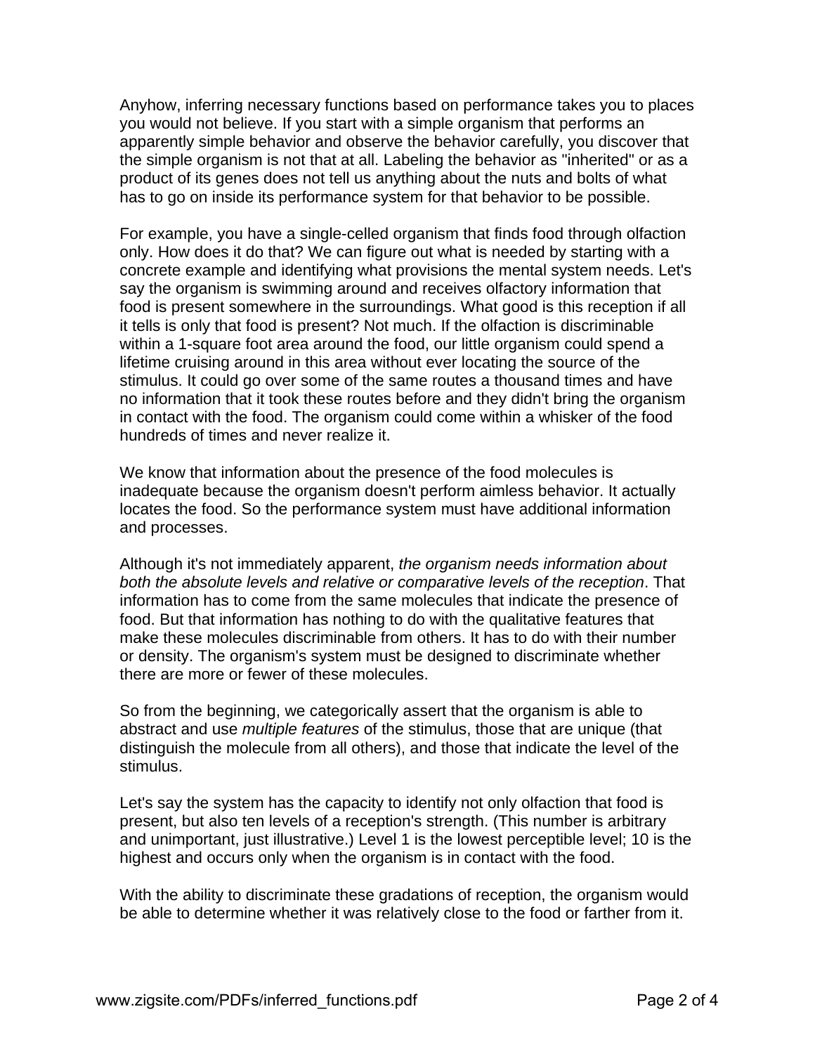Anyhow, inferring necessary functions based on performance takes you to places you would not believe. If you start with a simple organism that performs an apparently simple behavior and observe the behavior carefully, you discover that the simple organism is not that at all. Labeling the behavior as "inherited" or as a product of its genes does not tell us anything about the nuts and bolts of what has to go on inside its performance system for that behavior to be possible.

For example, you have a single-celled organism that finds food through olfaction only. How does it do that? We can figure out what is needed by starting with a concrete example and identifying what provisions the mental system needs. Let's say the organism is swimming around and receives olfactory information that food is present somewhere in the surroundings. What good is this reception if all it tells is only that food is present? Not much. If the olfaction is discriminable within a 1-square foot area around the food, our little organism could spend a lifetime cruising around in this area without ever locating the source of the stimulus. It could go over some of the same routes a thousand times and have no information that it took these routes before and they didn't bring the organism in contact with the food. The organism could come within a whisker of the food hundreds of times and never realize it.

We know that information about the presence of the food molecules is inadequate because the organism doesn't perform aimless behavior. It actually locates the food. So the performance system must have additional information and processes.

Although it's not immediately apparent, *the organism needs information about both the absolute levels and relative or comparative levels of the reception*. That information has to come from the same molecules that indicate the presence of food. But that information has nothing to do with the qualitative features that make these molecules discriminable from others. It has to do with their number or density. The organism's system must be designed to discriminate whether there are more or fewer of these molecules.

So from the beginning, we categorically assert that the organism is able to abstract and use *multiple features* of the stimulus, those that are unique (that distinguish the molecule from all others), and those that indicate the level of the stimulus.

Let's say the system has the capacity to identify not only olfaction that food is present, but also ten levels of a reception's strength. (This number is arbitrary and unimportant, just illustrative.) Level 1 is the lowest perceptible level; 10 is the highest and occurs only when the organism is in contact with the food.

With the ability to discriminate these gradations of reception, the organism would be able to determine whether it was relatively close to the food or farther from it.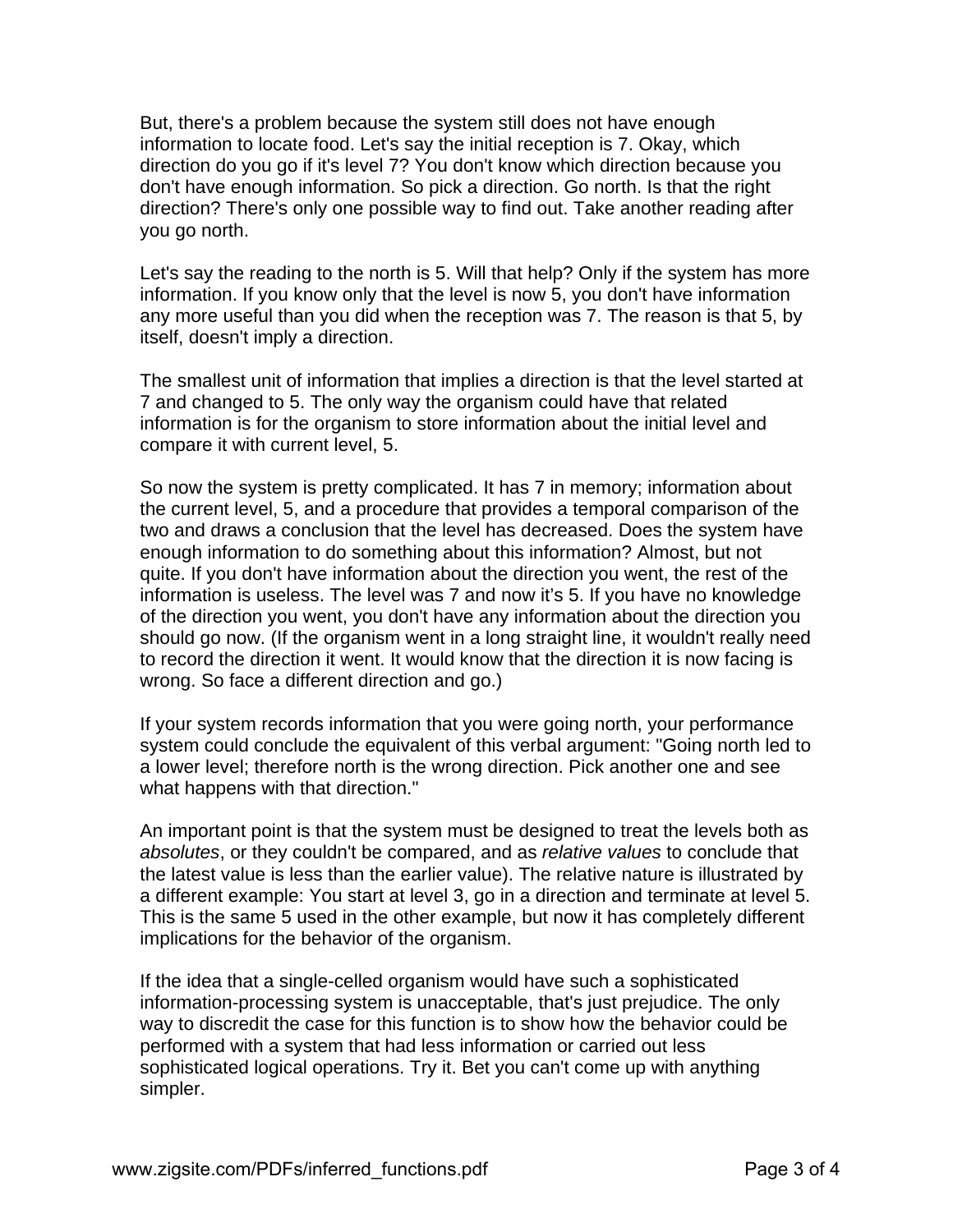But, there's a problem because the system still does not have enough information to locate food. Let's say the initial reception is 7. Okay, which direction do you go if it's level 7? You don't know which direction because you don't have enough information. So pick a direction. Go north. Is that the right direction? There's only one possible way to find out. Take another reading after you go north.

Let's say the reading to the north is 5. Will that help? Only if the system has more information. If you know only that the level is now 5, you don't have information any more useful than you did when the reception was 7. The reason is that 5, by itself, doesn't imply a direction.

The smallest unit of information that implies a direction is that the level started at 7 and changed to 5. The only way the organism could have that related information is for the organism to store information about the initial level and compare it with current level, 5.

So now the system is pretty complicated. It has 7 in memory; information about the current level, 5, and a procedure that provides a temporal comparison of the two and draws a conclusion that the level has decreased. Does the system have enough information to do something about this information? Almost, but not quite. If you don't have information about the direction you went, the rest of the information is useless. The level was 7 and now it's 5. If you have no knowledge of the direction you went, you don't have any information about the direction you should go now. (If the organism went in a long straight line, it wouldn't really need to record the direction it went. It would know that the direction it is now facing is wrong. So face a different direction and go.)

If your system records information that you were going north, your performance system could conclude the equivalent of this verbal argument: "Going north led to a lower level; therefore north is the wrong direction. Pick another one and see what happens with that direction."

An important point is that the system must be designed to treat the levels both as *absolutes*, or they couldn't be compared, and as *relative values* to conclude that the latest value is less than the earlier value). The relative nature is illustrated by a different example: You start at level 3, go in a direction and terminate at level 5. This is the same 5 used in the other example, but now it has completely different implications for the behavior of the organism.

If the idea that a single-celled organism would have such a sophisticated information-processing system is unacceptable, that's just prejudice. The only way to discredit the case for this function is to show how the behavior could be performed with a system that had less information or carried out less sophisticated logical operations. Try it. Bet you can't come up with anything simpler.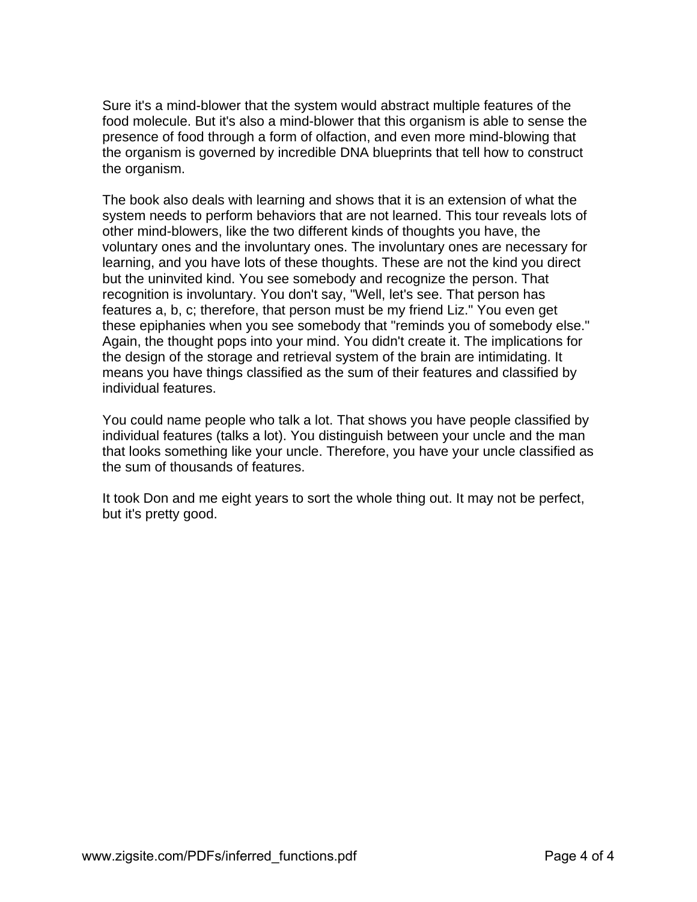Sure it's a mind-blower that the system would abstract multiple features of the food molecule. But it's also a mind-blower that this organism is able to sense the presence of food through a form of olfaction, and even more mind-blowing that the organism is governed by incredible DNA blueprints that tell how to construct the organism.

The book also deals with learning and shows that it is an extension of what the system needs to perform behaviors that are not learned. This tour reveals lots of other mind-blowers, like the two different kinds of thoughts you have, the voluntary ones and the involuntary ones. The involuntary ones are necessary for learning, and you have lots of these thoughts. These are not the kind you direct but the uninvited kind. You see somebody and recognize the person. That recognition is involuntary. You don't say, "Well, let's see. That person has features a, b, c; therefore, that person must be my friend Liz." You even get these epiphanies when you see somebody that "reminds you of somebody else." Again, the thought pops into your mind. You didn't create it. The implications for the design of the storage and retrieval system of the brain are intimidating. It means you have things classified as the sum of their features and classified by individual features.

You could name people who talk a lot. That shows you have people classified by individual features (talks a lot). You distinguish between your uncle and the man that looks something like your uncle. Therefore, you have your uncle classified as the sum of thousands of features.

It took Don and me eight years to sort the whole thing out. It may not be perfect, but it's pretty good.